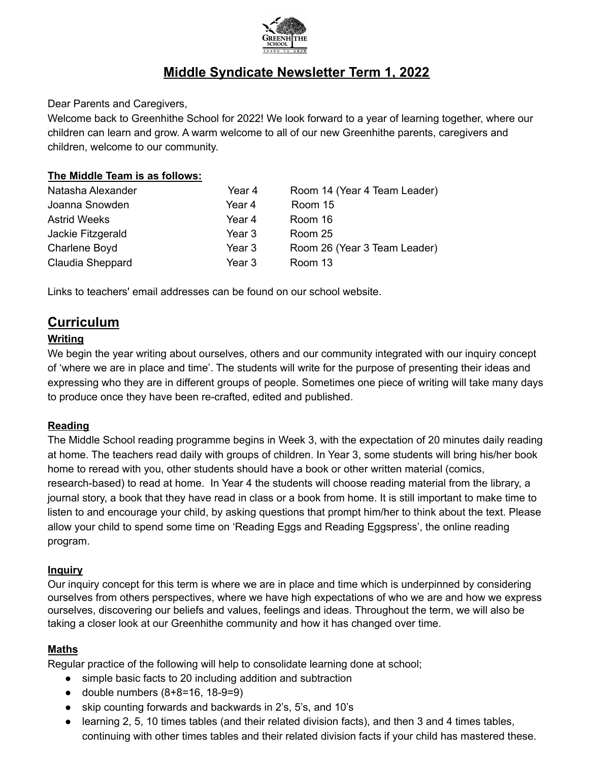# Middle Syndicate Newsletter Term 1, 2022

Dear Parents and Caregivers,
Welcome back to Greenhithe School for 2022! We look forward to a year of learning together, where our children can learn and grow. A warm welcome to all of our new Greenhithe parents, caregivers and children, welcome to our community.

**The Middle Team is as follows:**

| | | |
|---|---|---|
| Natasha Alexander | Year 4 | Room 14 (Year 4 Team Leader) |
| Joanna Snowden | Year 4 | Room 15 |
| Astrid Weeks | Year 4 | Room 16 |
| Jackie Fitzgerald | Year 3 | Room 25 |
| Charlene Boyd | Year 3 | Room 26 (Year 3 Team Leader) |
| Claudia Sheppard | Year 3 | Room 13 |

Links to teachers' email addresses can be found on our school website.

## Curriculum

### Writing

We begin the year writing about ourselves, others and our community integrated with our inquiry concept of 'where we are in place and time'. The students will write for the purpose of presenting their ideas and expressing who they are in different groups of people. Sometimes one piece of writing will take many days to produce once they have been re-crafted, edited and published.

### Reading

The Middle School reading programme begins in Week 3, with the expectation of 20 minutes daily reading at home. The teachers read daily with groups of children. In Year 3, some students will bring his/her book home to reread with you, other students should have a book or other written material (comics, research-based) to read at home. In Year 4 the students will choose reading material from the library, a journal story, a book that they have read in class or a book from home. It is still important to make time to listen to and encourage your child, by asking questions that prompt him/her to think about the text. Please allow your child to spend some time on 'Reading Eggs and Reading Eggspress', the online reading program.

### Inquiry

Our inquiry concept for this term is where we are in place and time which is underpinned by considering ourselves from others perspectives, where we have high expectations of who we are and how we express ourselves, discovering our beliefs and values, feelings and ideas. Throughout the term, we will also be taking a closer look at our Greenhithe community and how it has changed over time.

### Maths

Regular practice of the following will help to consolidate learning done at school;

- simple basic facts to 20 including addition and subtraction
- double numbers (8+8=16, 18-9=9)
- skip counting forwards and backwards in 2's, 5's, and 10's
- learning 2, 5, 10 times tables (and their related division facts), and then 3 and 4 times tables, continuing with other times tables and their related division facts if your child has mastered these.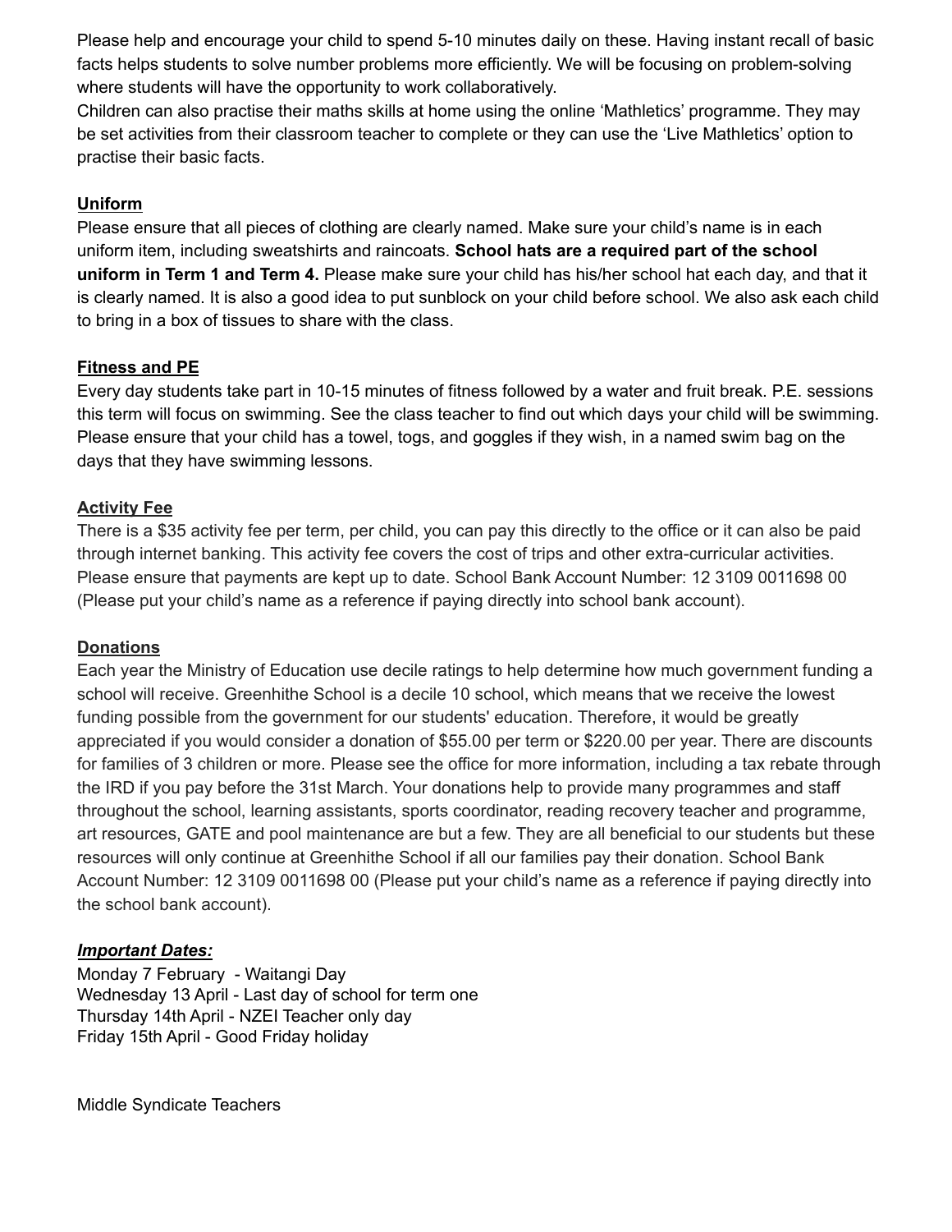Please help and encourage your child to spend 5-10 minutes daily on these. Having instant recall of basic facts helps students to solve number problems more efficiently. We will be focusing on problem-solving where students will have the opportunity to work collaboratively.
Children can also practise their maths skills at home using the online 'Mathletics' programme. They may be set activities from their classroom teacher to complete or they can use the 'Live Mathletics' option to practise their basic facts.

## Uniform

Please ensure that all pieces of clothing are clearly named. Make sure your child's name is in each uniform item, including sweatshirts and raincoats. **School hats are a required part of the school uniform in Term 1 and Term 4.** Please make sure your child has his/her school hat each day, and that it is clearly named. It is also a good idea to put sunblock on your child before school. We also ask each child to bring in a box of tissues to share with the class.

## Fitness and PE

Every day students take part in 10-15 minutes of fitness followed by a water and fruit break. P.E. sessions this term will focus on swimming. See the class teacher to find out which days your child will be swimming. Please ensure that your child has a towel, togs, and goggles if they wish, in a named swim bag on the days that they have swimming lessons.

## Activity Fee

There is a $35 activity fee per term, per child, you can pay this directly to the office or it can also be paid through internet banking. This activity fee covers the cost of trips and other extra-curricular activities. Please ensure that payments are kept up to date. School Bank Account Number: 12 3109 0011698 00 (Please put your child's name as a reference if paying directly into school bank account).

## Donations

Each year the Ministry of Education use decile ratings to help determine how much government funding a school will receive. Greenhithe School is a decile 10 school, which means that we receive the lowest funding possible from the government for our students' education. Therefore, it would be greatly appreciated if you would consider a donation of $55.00 per term or $220.00 per year. There are discounts for families of 3 children or more. Please see the office for more information, including a tax rebate through the IRD if you pay before the 31st March. Your donations help to provide many programmes and staff throughout the school, learning assistants, sports coordinator, reading recovery teacher and programme, art resources, GATE and pool maintenance are but a few. They are all beneficial to our students but these resources will only continue at Greenhithe School if all our families pay their donation. School Bank Account Number: 12 3109 0011698 00 (Please put your child's name as a reference if paying directly into the school bank account).

## *Important Dates:*

Monday 7 February - Waitangi Day
Wednesday 13 April - Last day of school for term one
Thursday 14th April - NZEI Teacher only day
Friday 15th April - Good Friday holiday

Middle Syndicate Teachers